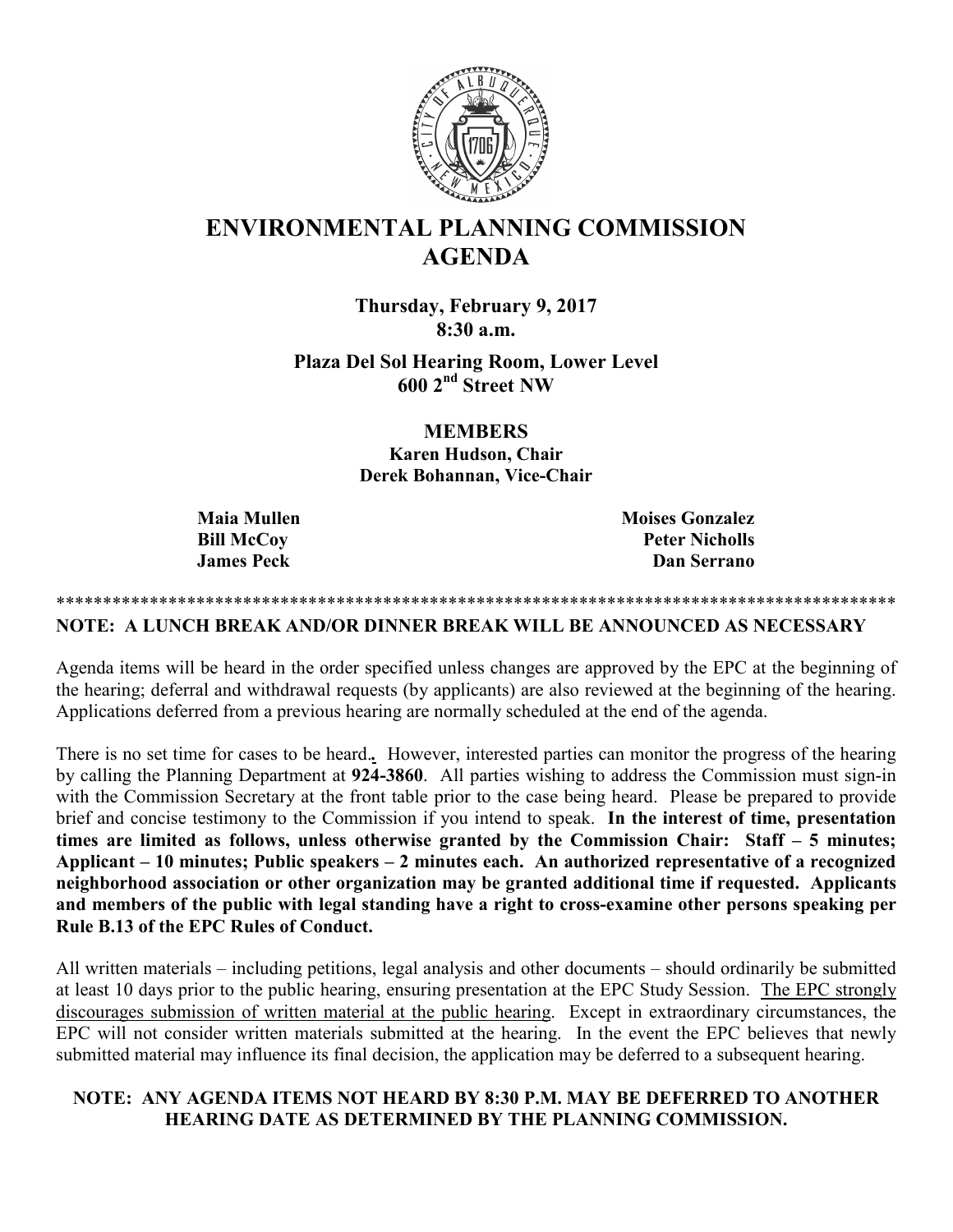# ENVIRONMENTAL PLANNING COMMISSION AGENDA

**Thursday, February 9, 2017**
**8:30 a.m.**

**Plaza Del Sol Hearing Room, Lower Level**
**600 2nd Street NW**

**MEMBERS**
**Karen Hudson, Chair**
**Derek Bohannan, Vice-Chair**

**Maia Mullen**
**Bill McCoy**
**James Peck**
**Moises Gonzalez**
**Peter Nicholls**
**Dan Serrano**

******************************************************************************************

**NOTE: A LUNCH BREAK AND/OR DINNER BREAK WILL BE ANNOUNCED AS NECESSARY**

Agenda items will be heard in the order specified unless changes are approved by the EPC at the beginning of the hearing; deferral and withdrawal requests (by applicants) are also reviewed at the beginning of the hearing. Applications deferred from a previous hearing are normally scheduled at the end of the agenda.

There is no set time for cases to be heard**.** However, interested parties can monitor the progress of the hearing by calling the Planning Department at **924-3860**. All parties wishing to address the Commission must sign-in with the Commission Secretary at the front table prior to the case being heard. Please be prepared to provide brief and concise testimony to the Commission if you intend to speak. **In the interest of time, presentation times are limited as follows, unless otherwise granted by the Commission Chair: Staff – 5 minutes; Applicant – 10 minutes; Public speakers – 2 minutes each. An authorized representative of a recognized neighborhood association or other organization may be granted additional time if requested. Applicants and members of the public with legal standing have a right to cross-examine other persons speaking per Rule B.13 of the EPC Rules of Conduct.**

All written materials – including petitions, legal analysis and other documents – should ordinarily be submitted at least 10 days prior to the public hearing, ensuring presentation at the EPC Study Session. The EPC strongly discourages submission of written material at the public hearing. Except in extraordinary circumstances, the EPC will not consider written materials submitted at the hearing. In the event the EPC believes that newly submitted material may influence its final decision, the application may be deferred to a subsequent hearing.

**NOTE: ANY AGENDA ITEMS NOT HEARD BY 8:30 P.M. MAY BE DEFERRED TO ANOTHER HEARING DATE AS DETERMINED BY THE PLANNING COMMISSION.**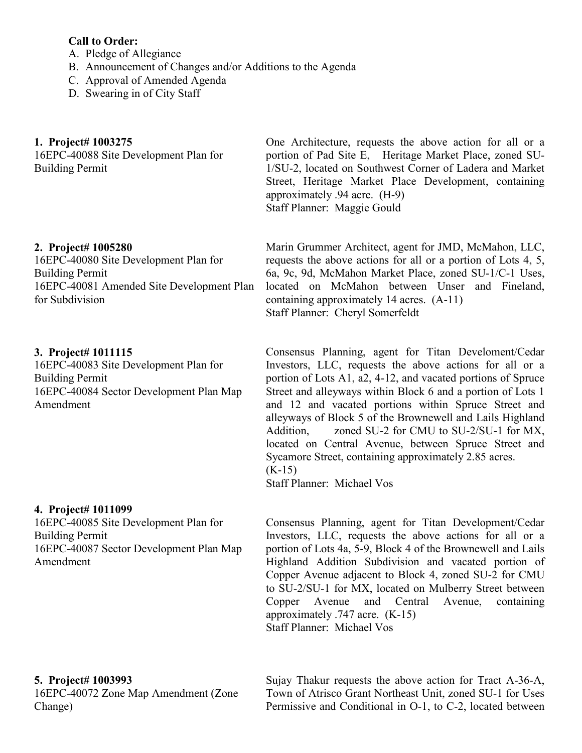**Call to Order:**

A. Pledge of Allegiance
B. Announcement of Changes and/or Additions to the Agenda
C. Approval of Amended Agenda
D. Swearing in of City Staff

**1. Project# 1003275**
16EPC-40088 Site Development Plan for Building Permit

One Architecture, requests the above action for all or a portion of Pad Site E, Heritage Market Place, zoned SU-1/SU-2, located on Southwest Corner of Ladera and Market Street, Heritage Market Place Development, containing approximately .94 acre. (H-9)
Staff Planner: Maggie Gould

**2. Project# 1005280**
16EPC-40080 Site Development Plan for Building Permit
16EPC-40081 Amended Site Development Plan for Subdivision

Marin Grummer Architect, agent for JMD, McMahon, LLC, requests the above actions for all or a portion of Lots 4, 5, 6a, 9c, 9d, McMahon Market Place, zoned SU-1/C-1 Uses, located on McMahon between Unser and Fineland, containing approximately 14 acres. (A-11)
Staff Planner: Cheryl Somerfeldt

**3. Project# 1011115**
16EPC-40083 Site Development Plan for Building Permit
16EPC-40084 Sector Development Plan Map Amendment

Consensus Planning, agent for Titan Develoment/Cedar Investors, LLC, requests the above actions for all or a portion of Lots A1, a2, 4-12, and vacated portions of Spruce Street and alleyways within Block 6 and a portion of Lots 1 and 12 and vacated portions within Spruce Street and alleyways of Block 5 of the Brownewell and Lails Highland Addition, zoned SU-2 for CMU to SU-2/SU-1 for MX, located on Central Avenue, between Spruce Street and Sycamore Street, containing approximately 2.85 acres. (K-15)
Staff Planner: Michael Vos

**4. Project# 1011099**
16EPC-40085 Site Development Plan for Building Permit
16EPC-40087 Sector Development Plan Map Amendment

Consensus Planning, agent for Titan Development/Cedar Investors, LLC, requests the above actions for all or a portion of Lots 4a, 5-9, Block 4 of the Brownewell and Lails Highland Addition Subdivision and vacated portion of Copper Avenue adjacent to Block 4, zoned SU-2 for CMU to SU-2/SU-1 for MX, located on Mulberry Street between Copper Avenue and Central Avenue, containing approximately .747 acre. (K-15)
Staff Planner: Michael Vos

**5. Project# 1003993**
16EPC-40072 Zone Map Amendment (Zone Change)

Sujay Thakur requests the above action for Tract A-36-A, Town of Atrisco Grant Northeast Unit, zoned SU-1 for Uses Permissive and Conditional in O-1, to C-2, located between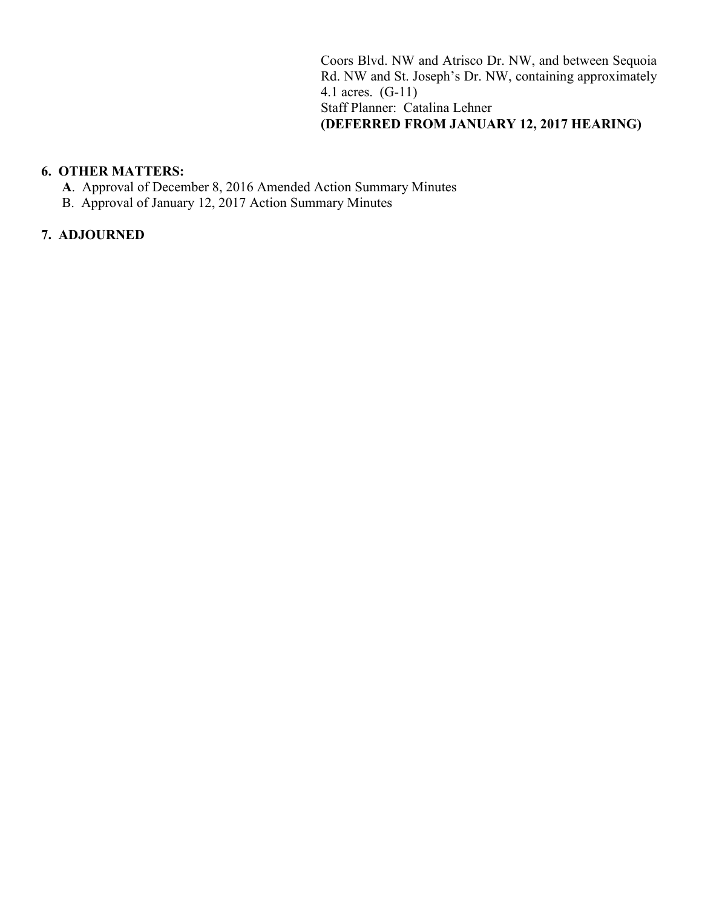Coors Blvd. NW and Atrisco Dr. NW, and between Sequoia Rd. NW and St. Joseph's Dr. NW, containing approximately 4.1 acres. (G-11)
Staff Planner: Catalina Lehner
**(DEFERRED FROM JANUARY 12, 2017 HEARING)**

**6. OTHER MATTERS:**

**A**. Approval of December 8, 2016 Amended Action Summary Minutes
B. Approval of January 12, 2017 Action Summary Minutes

**7. ADJOURNED**